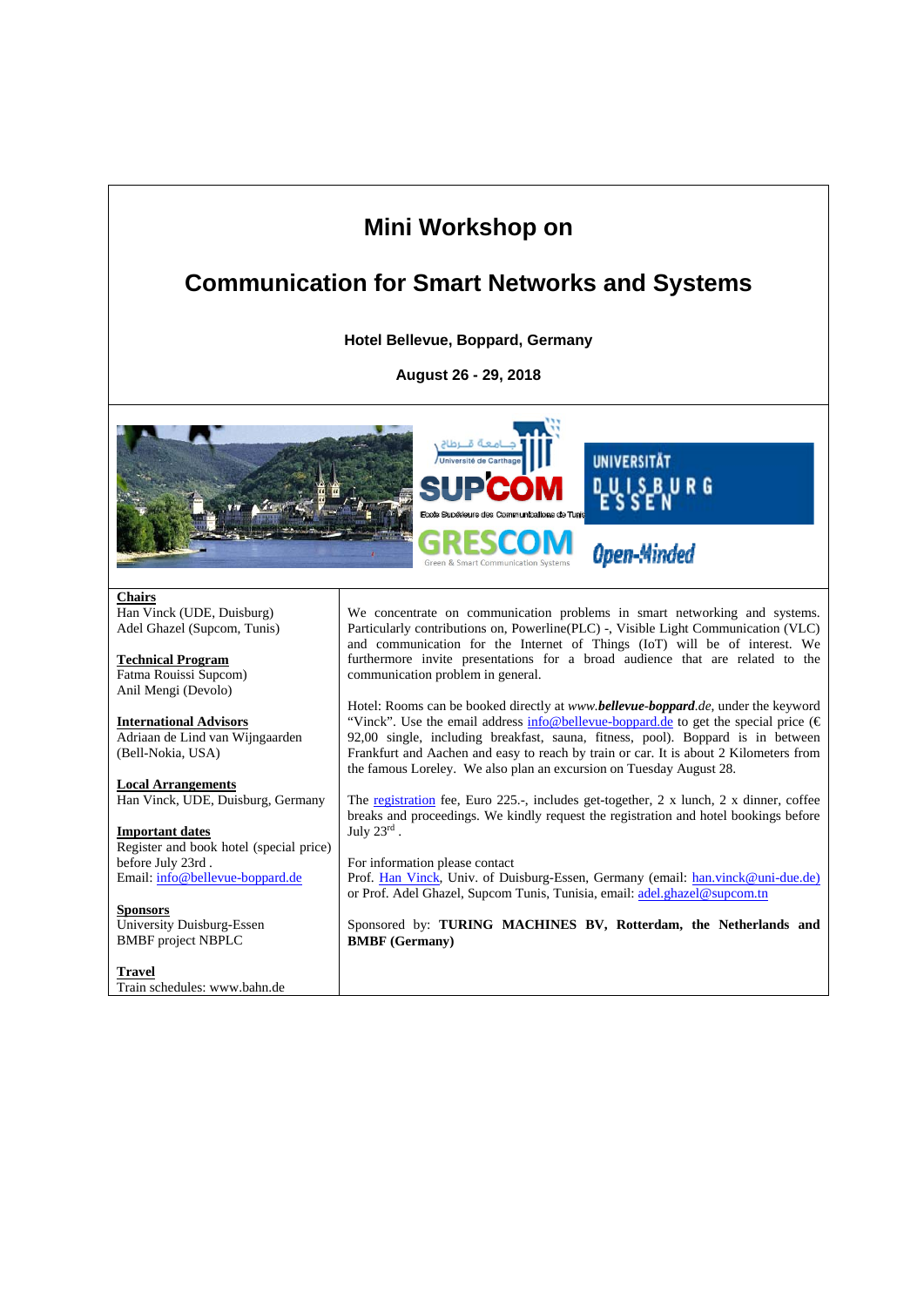# Mini Workshop on

# Communication for Smart Networks and Systems

**Hotel Bellevue, Boppard, Germany**

**August 26 - 29, 2018**

**Chairs**
Han Vinck (UDE, Duisburg)
Adel Ghazel (Supcom, Tunis)

**Technical Program**
Fatma Rouissi Supcom)
Anil Mengi (Devolo)

**International Advisors**
Adriaan de Lind van Wijngaarden
(Bell-Nokia, USA)

**Local Arrangements**
Han Vinck, UDE, Duisburg, Germany

**Important dates**
Register and book hotel (special price) before July 23rd .
Email: info@bellevue-boppard.de

**Sponsors**
University Duisburg-Essen
BMBF project NBPLC

**Travel**
Train schedules: www.bahn.de

We concentrate on communication problems in smart networking and systems. Particularly contributions on, Powerline(PLC) -, Visible Light Communication (VLC) and communication for the Internet of Things (IoT) will be of interest. We furthermore invite presentations for a broad audience that are related to the communication problem in general.

Hotel: Rooms can be booked directly at *www.**bellevue-boppard**.de*, under the keyword "Vinck". Use the email address info@bellevue-boppard.de to get the special price (€ 92,00 single, including breakfast, sauna, fitness, pool). Boppard is in between Frankfurt and Aachen and easy to reach by train or car. It is about 2 Kilometers from the famous Loreley. We also plan an excursion on Tuesday August 28.

The registration fee, Euro 225.-, includes get-together, 2 x lunch, 2 x dinner, coffee breaks and proceedings. We kindly request the registration and hotel bookings before July 23rd .

For information please contact
Prof. Han Vinck, Univ. of Duisburg-Essen, Germany (email: han.vinck@uni-due.de)
or Prof. Adel Ghazel, Supcom Tunis, Tunisia, email: adel.ghazel@supcom.tn

Sponsored by: **TURING MACHINES BV, Rotterdam, the Netherlands and BMBF (Germany)**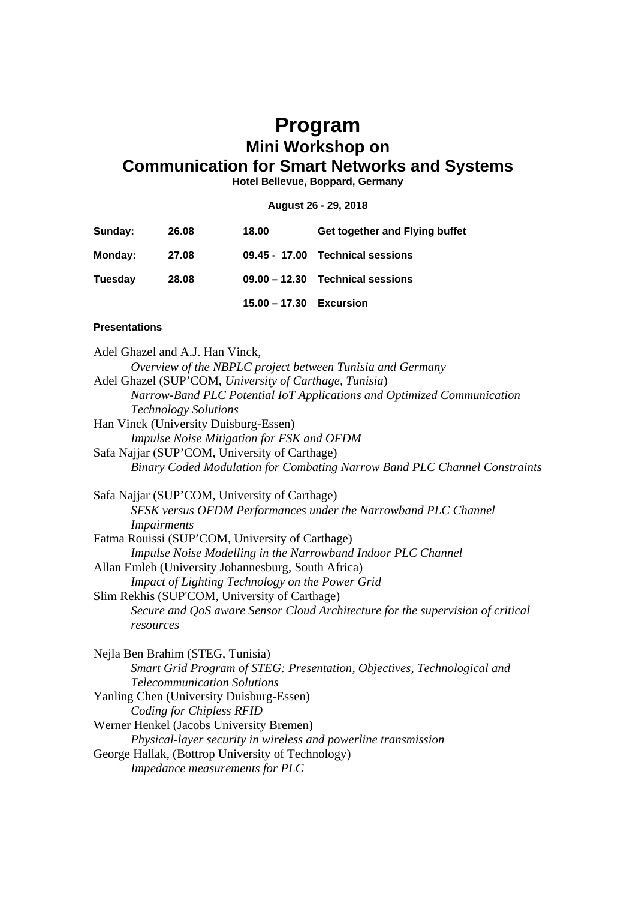# Program

## Mini Workshop on

## Communication for Smart Networks and Systems

**Hotel Bellevue, Boppard, Germany**

**August 26 - 29, 2018**

| | | | |
|---|---|---|---|
| **Sunday:** | **26.08** | **18.00** | **Get together and Flying buffet** |
| **Monday:** | **27.08** | **09.45 - 17.00** | **Technical sessions** |
| **Tuesday** | **28.08** | **09.00 – 12.30** | **Technical sessions** |
| | | **15.00 – 17.30** | **Excursion** |

**Presentations**

Adel Ghazel and A.J. Han Vinck,
*Overview of the NBPLC project between Tunisia and Germany*

Adel Ghazel (SUP'COM, *University of Carthage, Tunisia*)
*Narrow-Band PLC Potential IoT Applications and Optimized Communication Technology Solutions*

Han Vinck (University Duisburg-Essen)
*Impulse Noise Mitigation for FSK and OFDM*

Safa Najjar (SUP'COM, University of Carthage)
*Binary Coded Modulation for Combating Narrow Band PLC Channel Constraints*

Safa Najjar (SUP'COM, University of Carthage)
*SFSK versus OFDM Performances under the Narrowband PLC Channel Impairments*

Fatma Rouissi (SUP'COM, University of Carthage)
*Impulse Noise Modelling in the Narrowband Indoor PLC Channel*

Allan Emleh (University Johannesburg, South Africa)
*Impact of Lighting Technology on the Power Grid*

Slim Rekhis (SUP'COM, University of Carthage)
*Secure and QoS aware Sensor Cloud Architecture for the supervision of critical resources*

Nejla Ben Brahim (STEG, Tunisia)
*Smart Grid Program of STEG: Presentation, Objectives, Technological and Telecommunication Solutions*

Yanling Chen (University Duisburg-Essen)
*Coding for Chipless RFID*

Werner Henkel (Jacobs University Bremen)
*Physical-layer security in wireless and powerline transmission*

George Hallak, (Bottrop University of Technology)
*Impedance measurements for PLC*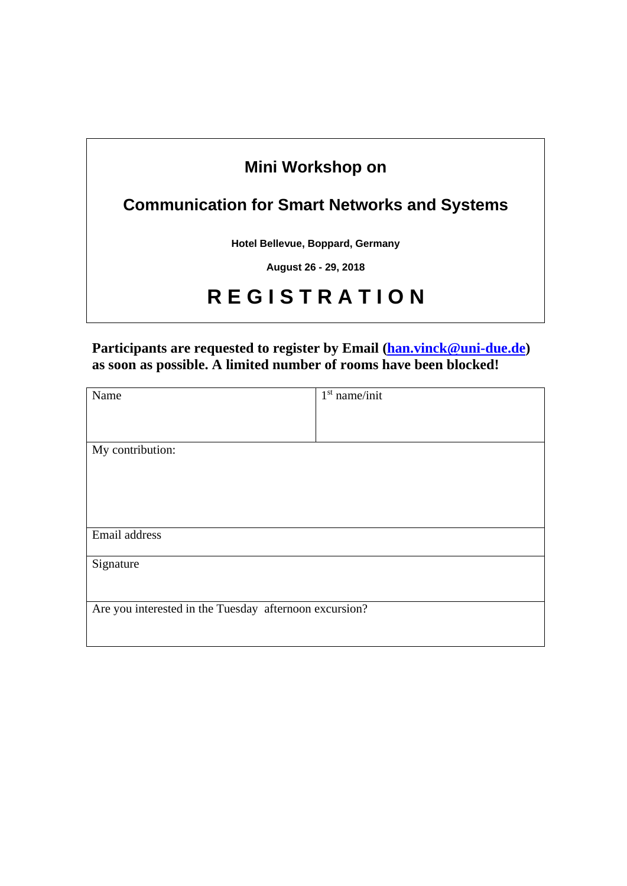# Mini Workshop on

## Communication for Smart Networks and Systems

**Hotel Bellevue, Boppard, Germany**

**August 26 - 29, 2018**

# R E G I S T R A T I O N

**Participants are requested to register by Email ([han.vinck@uni-due.de](mailto:han.vinck@uni-due.de)) as soon as possible. A limited number of rooms have been blocked!**

| Name | 1st name/init |
|---|---|
| My contribution: | |
| Email address | |
| Signature | |
| Are you interested in the Tuesday afternoon excursion? | |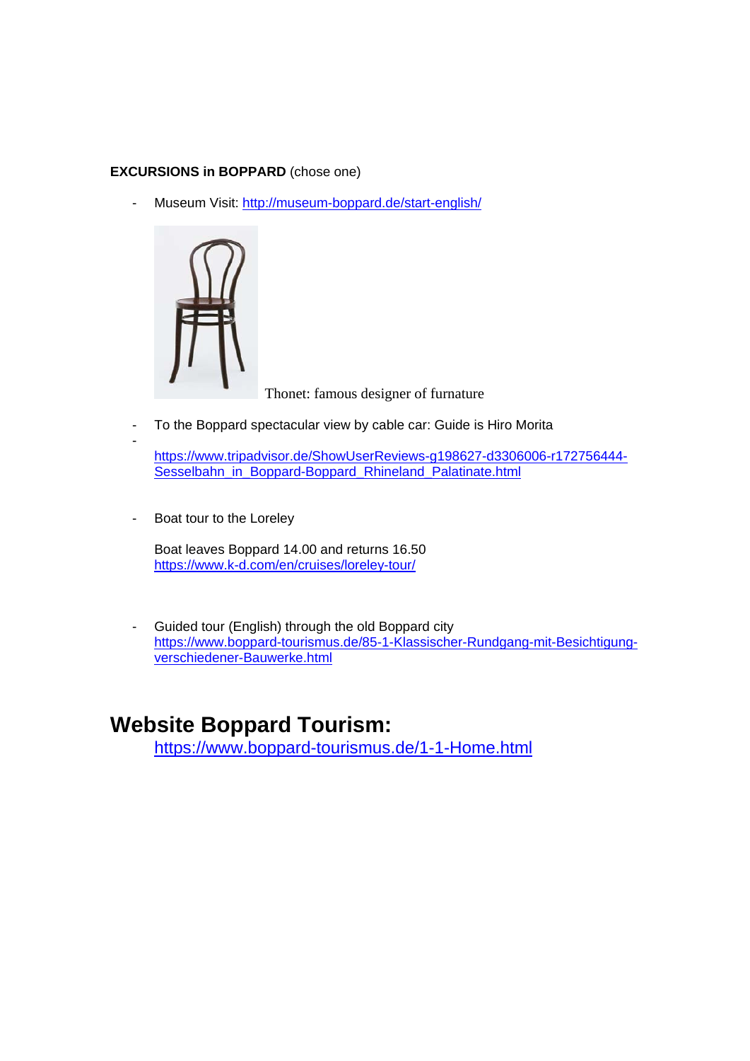**EXCURSIONS in BOPPARD** (chose one)

- Museum Visit: http://museum-boppard.de/start-english/

  Thonet: famous designer of furnature

- To the Boppard spectacular view by cable car: Guide is Hiro Morita
- https://www.tripadvisor.de/ShowUserReviews-g198627-d3306006-r172756444-Sesselbahn_in_Boppard-Boppard_Rhineland_Palatinate.html

- Boat tour to the Loreley

  Boat leaves Boppard 14.00 and returns 16.50
  https://www.k-d.com/en/cruises/loreley-tour/

- Guided tour (English) through the old Boppard city
  https://www.boppard-tourismus.de/85-1-Klassischer-Rundgang-mit-Besichtigung-verschiedener-Bauwerke.html

# Website Boppard Tourism:

https://www.boppard-tourismus.de/1-1-Home.html